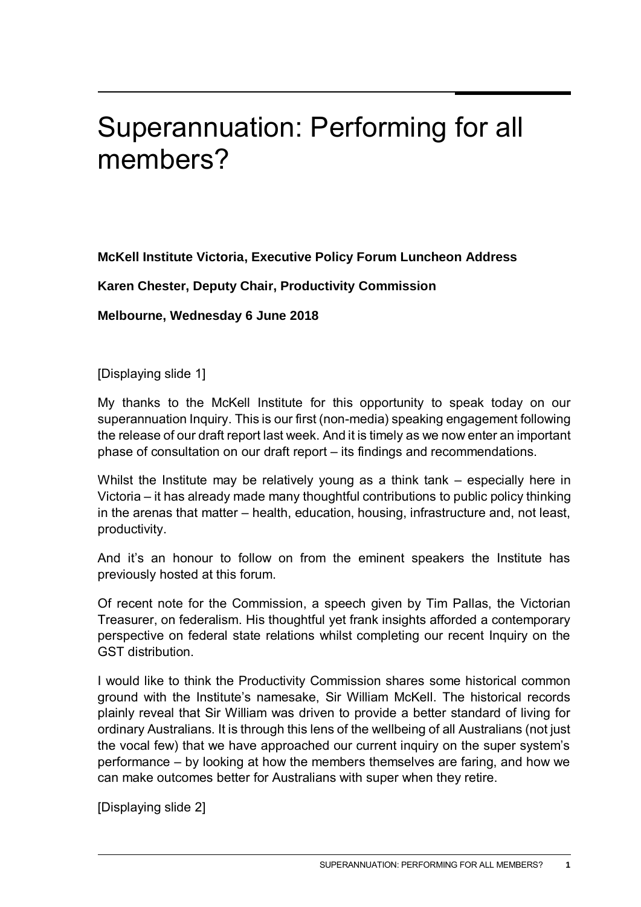# Superannuation: Performing for all members?

**McKell Institute Victoria, Executive Policy Forum Luncheon Address**

**Karen Chester, Deputy Chair, Productivity Commission**

**Melbourne, Wednesday 6 June 2018**

[Displaying slide 1]

My thanks to the McKell Institute for this opportunity to speak today on our superannuation Inquiry. This is our first (non-media) speaking engagement following the release of our draft report last week. And it is timely as we now enter an important phase of consultation on our draft report – its findings and recommendations.

Whilst the Institute may be relatively young as a think tank – especially here in Victoria – it has already made many thoughtful contributions to public policy thinking in the arenas that matter – health, education, housing, infrastructure and, not least, productivity.

And it's an honour to follow on from the eminent speakers the Institute has previously hosted at this forum.

Of recent note for the Commission, a speech given by Tim Pallas, the Victorian Treasurer, on federalism. His thoughtful yet frank insights afforded a contemporary perspective on federal state relations whilst completing our recent Inquiry on the GST distribution.

I would like to think the Productivity Commission shares some historical common ground with the Institute's namesake, Sir William McKell. The historical records plainly reveal that Sir William was driven to provide a better standard of living for ordinary Australians. It is through this lens of the wellbeing of all Australians (not just the vocal few) that we have approached our current inquiry on the super system's performance – by looking at how the members themselves are faring, and how we can make outcomes better for Australians with super when they retire.

[Displaying slide 2]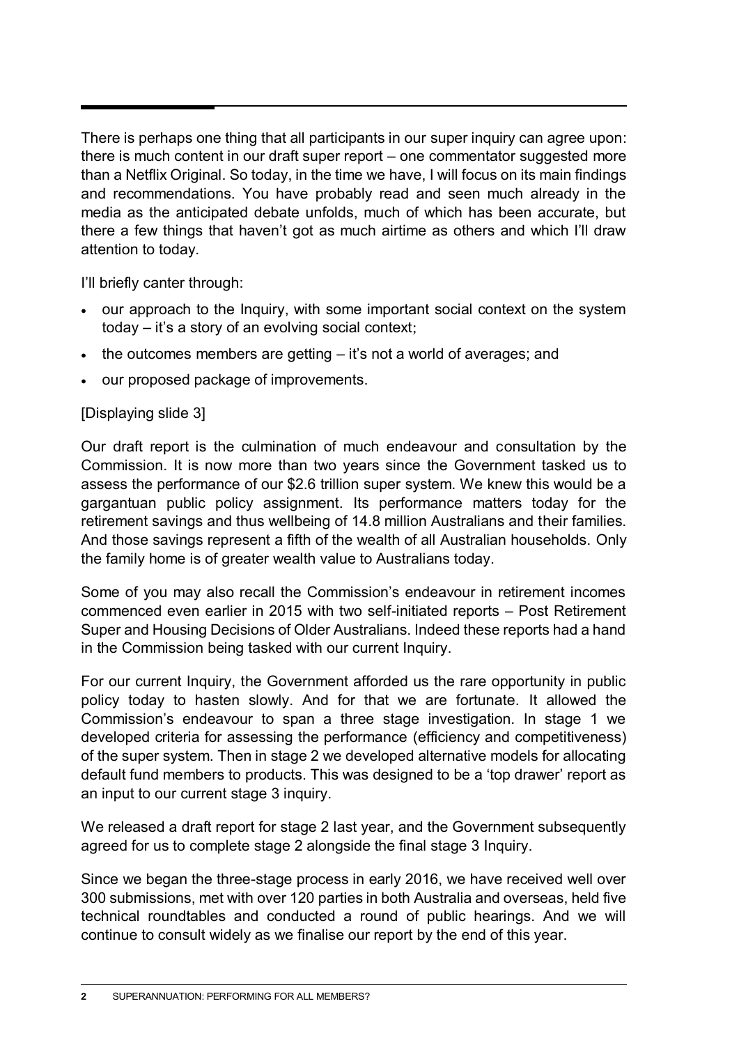There is perhaps one thing that all participants in our super inquiry can agree upon: there is much content in our draft super report – one commentator suggested more than a Netflix Original. So today, in the time we have, I will focus on its main findings and recommendations. You have probably read and seen much already in the media as the anticipated debate unfolds, much of which has been accurate, but there a few things that haven't got as much airtime as others and which I'll draw attention to today.

I'll briefly canter through:

- our approach to the Inquiry, with some important social context on the system today – it's a story of an evolving social context;
- the outcomes members are getting – it's not a world of averages; and
- our proposed package of improvements.

[Displaying slide 3]

Our draft report is the culmination of much endeavour and consultation by the Commission. It is now more than two years since the Government tasked us to assess the performance of our $2.6 trillion super system. We knew this would be a gargantuan public policy assignment. Its performance matters today for the retirement savings and thus wellbeing of 14.8 million Australians and their families. And those savings represent a fifth of the wealth of all Australian households. Only the family home is of greater wealth value to Australians today.

Some of you may also recall the Commission's endeavour in retirement incomes commenced even earlier in 2015 with two self-initiated reports – Post Retirement Super and Housing Decisions of Older Australians. Indeed these reports had a hand in the Commission being tasked with our current Inquiry.

For our current Inquiry, the Government afforded us the rare opportunity in public policy today to hasten slowly. And for that we are fortunate. It allowed the Commission's endeavour to span a three stage investigation. In stage 1 we developed criteria for assessing the performance (efficiency and competitiveness) of the super system. Then in stage 2 we developed alternative models for allocating default fund members to products. This was designed to be a 'top drawer' report as an input to our current stage 3 inquiry.

We released a draft report for stage 2 last year, and the Government subsequently agreed for us to complete stage 2 alongside the final stage 3 Inquiry.

Since we began the three-stage process in early 2016, we have received well over 300 submissions, met with over 120 parties in both Australia and overseas, held five technical roundtables and conducted a round of public hearings. And we will continue to consult widely as we finalise our report by the end of this year.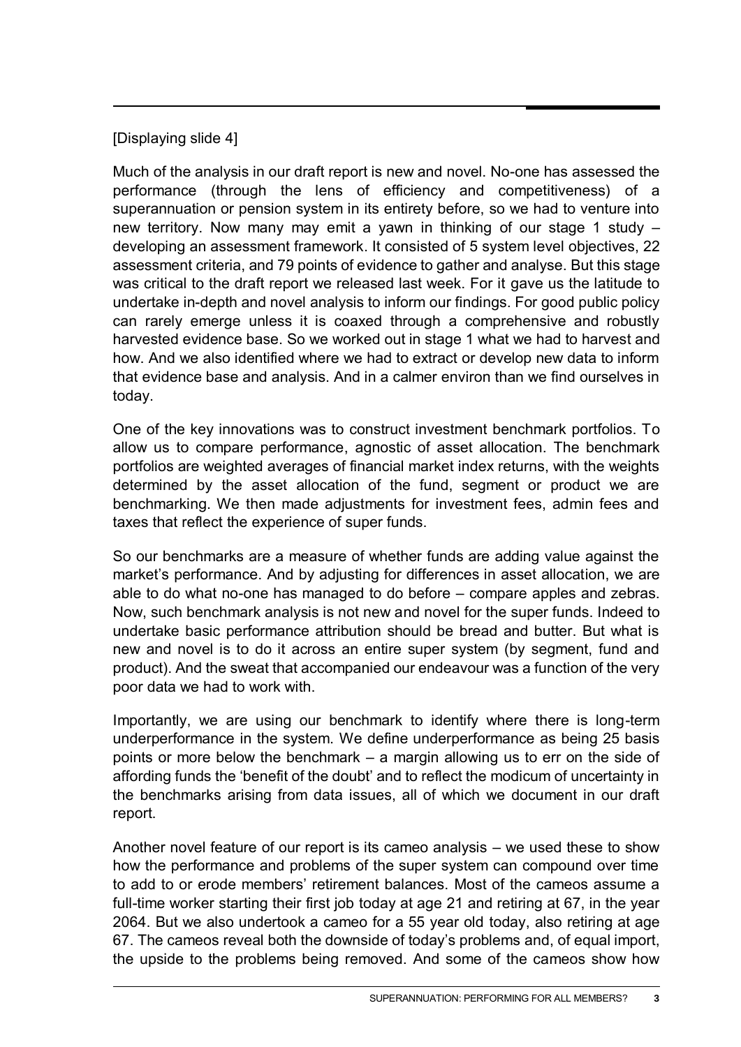[Displaying slide 4]

Much of the analysis in our draft report is new and novel. No-one has assessed the performance (through the lens of efficiency and competitiveness) of a superannuation or pension system in its entirety before, so we had to venture into new territory. Now many may emit a yawn in thinking of our stage 1 study – developing an assessment framework. It consisted of 5 system level objectives, 22 assessment criteria, and 79 points of evidence to gather and analyse. But this stage was critical to the draft report we released last week. For it gave us the latitude to undertake in-depth and novel analysis to inform our findings. For good public policy can rarely emerge unless it is coaxed through a comprehensive and robustly harvested evidence base. So we worked out in stage 1 what we had to harvest and how. And we also identified where we had to extract or develop new data to inform that evidence base and analysis. And in a calmer environ than we find ourselves in today.

One of the key innovations was to construct investment benchmark portfolios. To allow us to compare performance, agnostic of asset allocation. The benchmark portfolios are weighted averages of financial market index returns, with the weights determined by the asset allocation of the fund, segment or product we are benchmarking. We then made adjustments for investment fees, admin fees and taxes that reflect the experience of super funds.

So our benchmarks are a measure of whether funds are adding value against the market's performance. And by adjusting for differences in asset allocation, we are able to do what no-one has managed to do before – compare apples and zebras. Now, such benchmark analysis is not new and novel for the super funds. Indeed to undertake basic performance attribution should be bread and butter. But what is new and novel is to do it across an entire super system (by segment, fund and product). And the sweat that accompanied our endeavour was a function of the very poor data we had to work with.

Importantly, we are using our benchmark to identify where there is long-term underperformance in the system. We define underperformance as being 25 basis points or more below the benchmark – a margin allowing us to err on the side of affording funds the 'benefit of the doubt' and to reflect the modicum of uncertainty in the benchmarks arising from data issues, all of which we document in our draft report.

Another novel feature of our report is its cameo analysis – we used these to show how the performance and problems of the super system can compound over time to add to or erode members' retirement balances. Most of the cameos assume a full-time worker starting their first job today at age 21 and retiring at 67, in the year 2064. But we also undertook a cameo for a 55 year old today, also retiring at age 67. The cameos reveal both the downside of today's problems and, of equal import, the upside to the problems being removed. And some of the cameos show how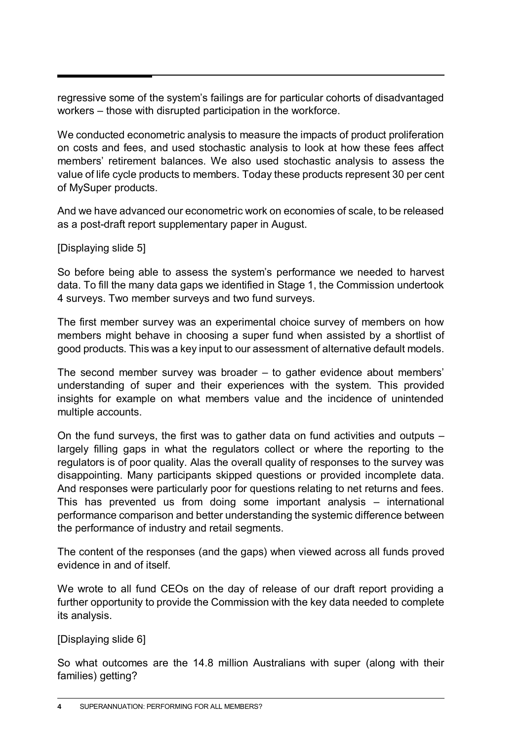regressive some of the system's failings are for particular cohorts of disadvantaged workers – those with disrupted participation in the workforce.

We conducted econometric analysis to measure the impacts of product proliferation on costs and fees, and used stochastic analysis to look at how these fees affect members' retirement balances. We also used stochastic analysis to assess the value of life cycle products to members. Today these products represent 30 per cent of MySuper products.

And we have advanced our econometric work on economies of scale, to be released as a post-draft report supplementary paper in August.

[Displaying slide 5]

So before being able to assess the system's performance we needed to harvest data. To fill the many data gaps we identified in Stage 1, the Commission undertook 4 surveys. Two member surveys and two fund surveys.

The first member survey was an experimental choice survey of members on how members might behave in choosing a super fund when assisted by a shortlist of good products. This was a key input to our assessment of alternative default models.

The second member survey was broader – to gather evidence about members' understanding of super and their experiences with the system. This provided insights for example on what members value and the incidence of unintended multiple accounts.

On the fund surveys, the first was to gather data on fund activities and outputs – largely filling gaps in what the regulators collect or where the reporting to the regulators is of poor quality. Alas the overall quality of responses to the survey was disappointing. Many participants skipped questions or provided incomplete data. And responses were particularly poor for questions relating to net returns and fees. This has prevented us from doing some important analysis – international performance comparison and better understanding the systemic difference between the performance of industry and retail segments.

The content of the responses (and the gaps) when viewed across all funds proved evidence in and of itself.

We wrote to all fund CEOs on the day of release of our draft report providing a further opportunity to provide the Commission with the key data needed to complete its analysis.

[Displaying slide 6]

So what outcomes are the 14.8 million Australians with super (along with their families) getting?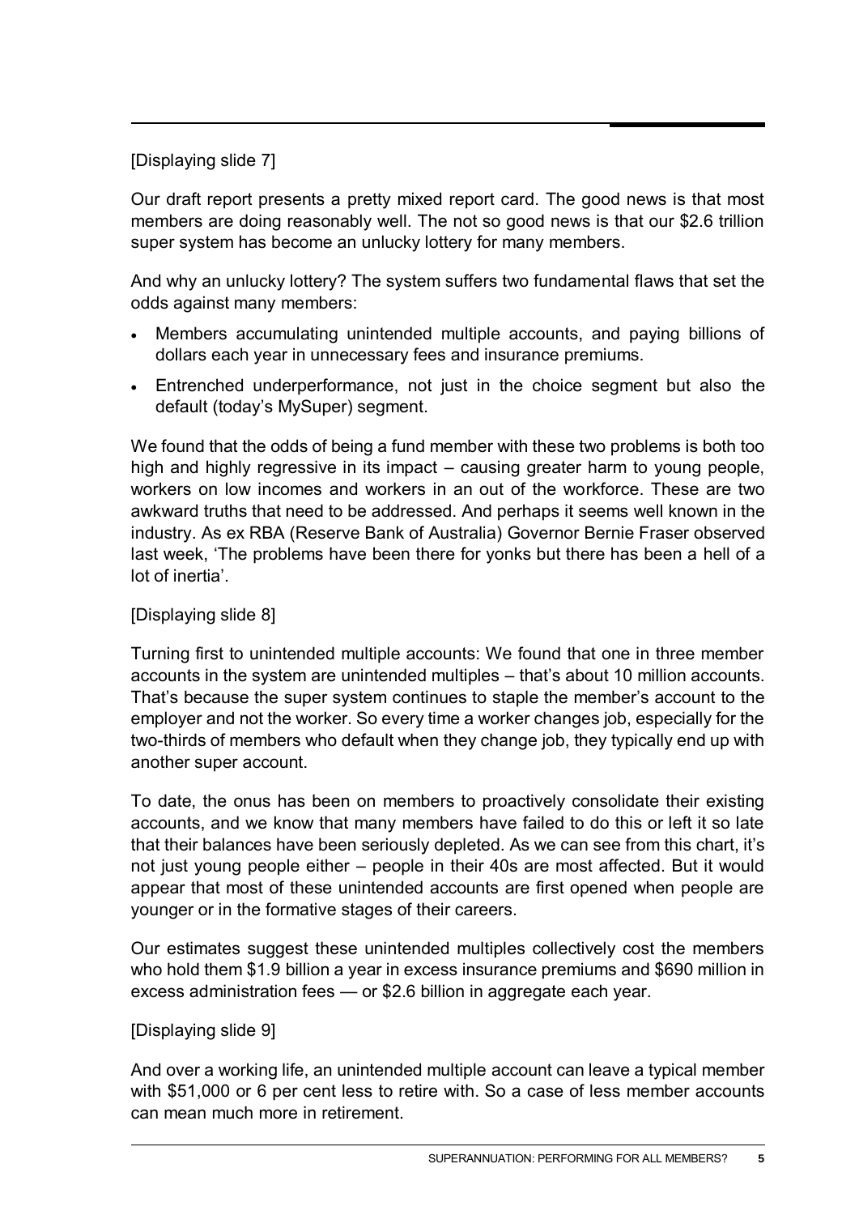[Displaying slide 7]

Our draft report presents a pretty mixed report card. The good news is that most members are doing reasonably well. The not so good news is that our $2.6 trillion super system has become an unlucky lottery for many members.

And why an unlucky lottery? The system suffers two fundamental flaws that set the odds against many members:

- Members accumulating unintended multiple accounts, and paying billions of dollars each year in unnecessary fees and insurance premiums.
- Entrenched underperformance, not just in the choice segment but also the default (today's MySuper) segment.

We found that the odds of being a fund member with these two problems is both too high and highly regressive in its impact – causing greater harm to young people, workers on low incomes and workers in an out of the workforce. These are two awkward truths that need to be addressed. And perhaps it seems well known in the industry. As ex RBA (Reserve Bank of Australia) Governor Bernie Fraser observed last week, 'The problems have been there for yonks but there has been a hell of a lot of inertia'.

[Displaying slide 8]

Turning first to unintended multiple accounts: We found that one in three member accounts in the system are unintended multiples – that's about 10 million accounts. That's because the super system continues to staple the member's account to the employer and not the worker. So every time a worker changes job, especially for the two-thirds of members who default when they change job, they typically end up with another super account.

To date, the onus has been on members to proactively consolidate their existing accounts, and we know that many members have failed to do this or left it so late that their balances have been seriously depleted. As we can see from this chart, it's not just young people either – people in their 40s are most affected. But it would appear that most of these unintended accounts are first opened when people are younger or in the formative stages of their careers.

Our estimates suggest these unintended multiples collectively cost the members who hold them $1.9 billion a year in excess insurance premiums and $690 million in excess administration fees — or $2.6 billion in aggregate each year.

[Displaying slide 9]

And over a working life, an unintended multiple account can leave a typical member with $51,000 or 6 per cent less to retire with. So a case of less member accounts can mean much more in retirement.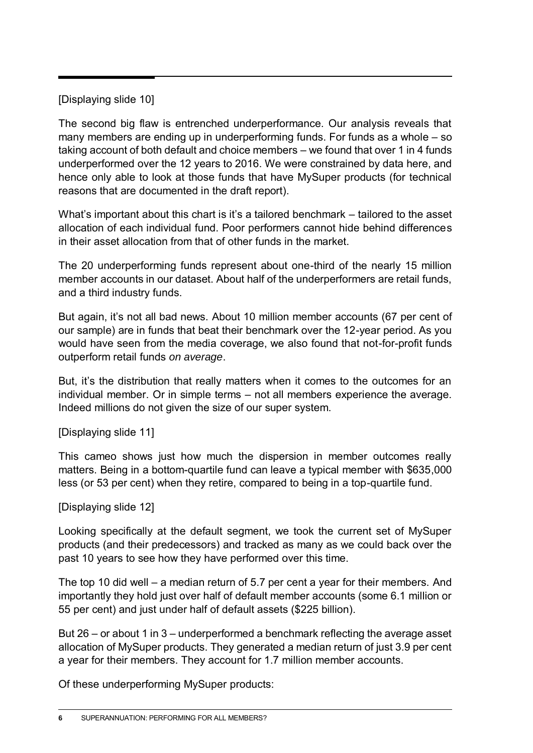[Displaying slide 10]

The second big flaw is entrenched underperformance. Our analysis reveals that many members are ending up in underperforming funds. For funds as a whole – so taking account of both default and choice members – we found that over 1 in 4 funds underperformed over the 12 years to 2016. We were constrained by data here, and hence only able to look at those funds that have MySuper products (for technical reasons that are documented in the draft report).

What's important about this chart is it's a tailored benchmark – tailored to the asset allocation of each individual fund. Poor performers cannot hide behind differences in their asset allocation from that of other funds in the market.

The 20 underperforming funds represent about one-third of the nearly 15 million member accounts in our dataset. About half of the underperformers are retail funds, and a third industry funds.

But again, it's not all bad news. About 10 million member accounts (67 per cent of our sample) are in funds that beat their benchmark over the 12-year period. As you would have seen from the media coverage, we also found that not-for-profit funds outperform retail funds *on average*.

But, it's the distribution that really matters when it comes to the outcomes for an individual member. Or in simple terms – not all members experience the average. Indeed millions do not given the size of our super system.

[Displaying slide 11]

This cameo shows just how much the dispersion in member outcomes really matters. Being in a bottom-quartile fund can leave a typical member with $635,000 less (or 53 per cent) when they retire, compared to being in a top-quartile fund.

[Displaying slide 12]

Looking specifically at the default segment, we took the current set of MySuper products (and their predecessors) and tracked as many as we could back over the past 10 years to see how they have performed over this time.

The top 10 did well – a median return of 5.7 per cent a year for their members. And importantly they hold just over half of default member accounts (some 6.1 million or 55 per cent) and just under half of default assets ($225 billion).

But 26 – or about 1 in 3 – underperformed a benchmark reflecting the average asset allocation of MySuper products. They generated a median return of just 3.9 per cent a year for their members. They account for 1.7 million member accounts.

Of these underperforming MySuper products: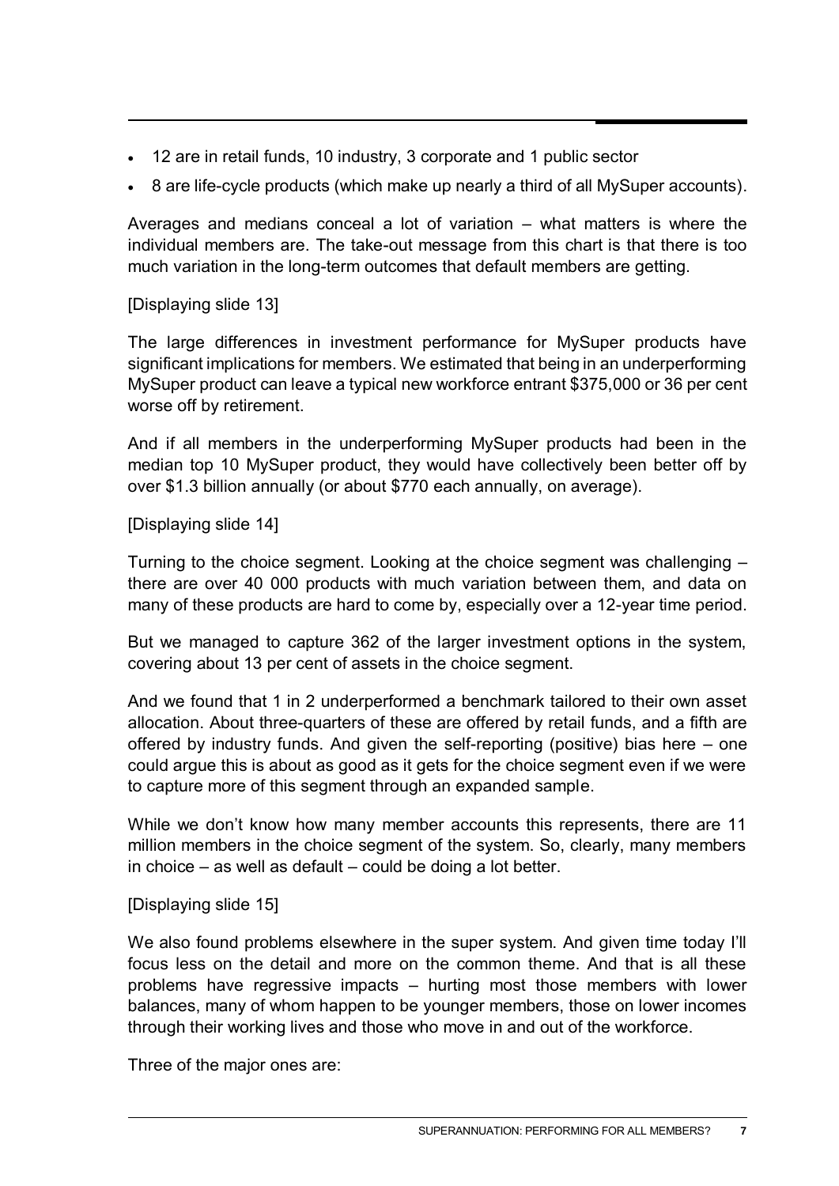- 12 are in retail funds, 10 industry, 3 corporate and 1 public sector
- 8 are life-cycle products (which make up nearly a third of all MySuper accounts).

Averages and medians conceal a lot of variation – what matters is where the individual members are. The take-out message from this chart is that there is too much variation in the long-term outcomes that default members are getting.

[Displaying slide 13]

The large differences in investment performance for MySuper products have significant implications for members. We estimated that being in an underperforming MySuper product can leave a typical new workforce entrant $375,000 or 36 per cent worse off by retirement.

And if all members in the underperforming MySuper products had been in the median top 10 MySuper product, they would have collectively been better off by over $1.3 billion annually (or about $770 each annually, on average).

[Displaying slide 14]

Turning to the choice segment. Looking at the choice segment was challenging – there are over 40 000 products with much variation between them, and data on many of these products are hard to come by, especially over a 12-year time period.

But we managed to capture 362 of the larger investment options in the system, covering about 13 per cent of assets in the choice segment.

And we found that 1 in 2 underperformed a benchmark tailored to their own asset allocation. About three-quarters of these are offered by retail funds, and a fifth are offered by industry funds. And given the self-reporting (positive) bias here – one could argue this is about as good as it gets for the choice segment even if we were to capture more of this segment through an expanded sample.

While we don't know how many member accounts this represents, there are 11 million members in the choice segment of the system. So, clearly, many members in choice – as well as default – could be doing a lot better.

[Displaying slide 15]

We also found problems elsewhere in the super system. And given time today I'll focus less on the detail and more on the common theme. And that is all these problems have regressive impacts – hurting most those members with lower balances, many of whom happen to be younger members, those on lower incomes through their working lives and those who move in and out of the workforce.

Three of the major ones are: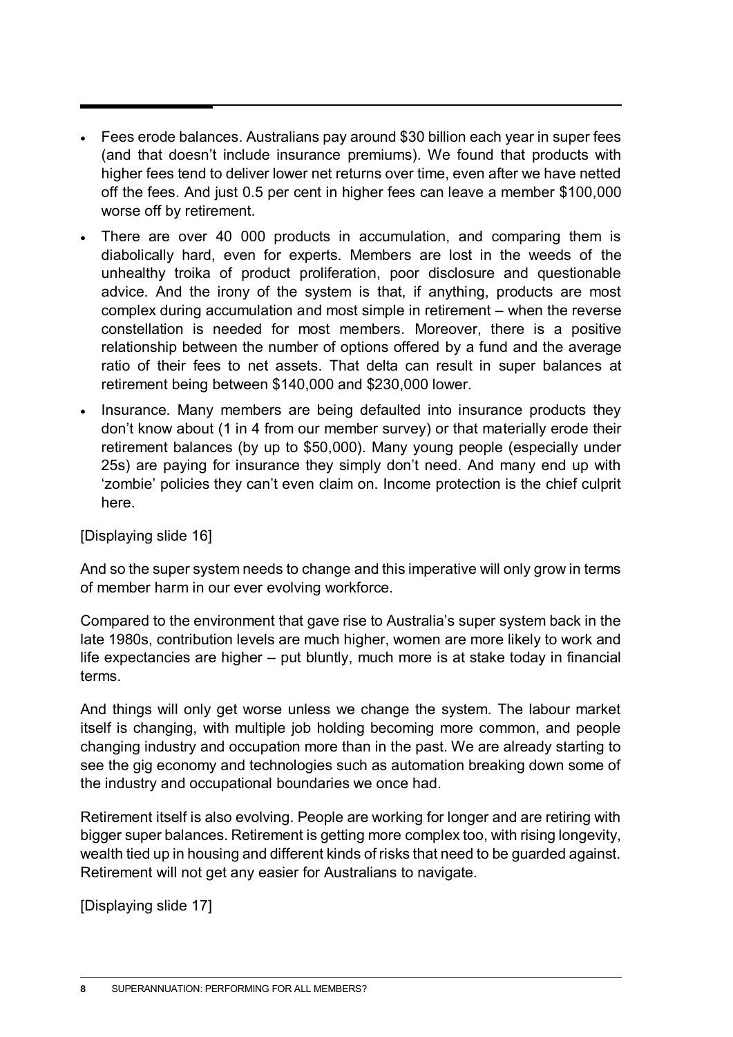- Fees erode balances. Australians pay around $30 billion each year in super fees (and that doesn't include insurance premiums). We found that products with higher fees tend to deliver lower net returns over time, even after we have netted off the fees. And just 0.5 per cent in higher fees can leave a member $100,000 worse off by retirement.
- There are over 40 000 products in accumulation, and comparing them is diabolically hard, even for experts. Members are lost in the weeds of the unhealthy troika of product proliferation, poor disclosure and questionable advice. And the irony of the system is that, if anything, products are most complex during accumulation and most simple in retirement – when the reverse constellation is needed for most members. Moreover, there is a positive relationship between the number of options offered by a fund and the average ratio of their fees to net assets. That delta can result in super balances at retirement being between $140,000 and $230,000 lower.
- Insurance. Many members are being defaulted into insurance products they don't know about (1 in 4 from our member survey) or that materially erode their retirement balances (by up to $50,000). Many young people (especially under 25s) are paying for insurance they simply don't need. And many end up with 'zombie' policies they can't even claim on. Income protection is the chief culprit here.

[Displaying slide 16]

And so the super system needs to change and this imperative will only grow in terms of member harm in our ever evolving workforce.

Compared to the environment that gave rise to Australia's super system back in the late 1980s, contribution levels are much higher, women are more likely to work and life expectancies are higher – put bluntly, much more is at stake today in financial terms.

And things will only get worse unless we change the system. The labour market itself is changing, with multiple job holding becoming more common, and people changing industry and occupation more than in the past. We are already starting to see the gig economy and technologies such as automation breaking down some of the industry and occupational boundaries we once had.

Retirement itself is also evolving. People are working for longer and are retiring with bigger super balances. Retirement is getting more complex too, with rising longevity, wealth tied up in housing and different kinds of risks that need to be guarded against. Retirement will not get any easier for Australians to navigate.

[Displaying slide 17]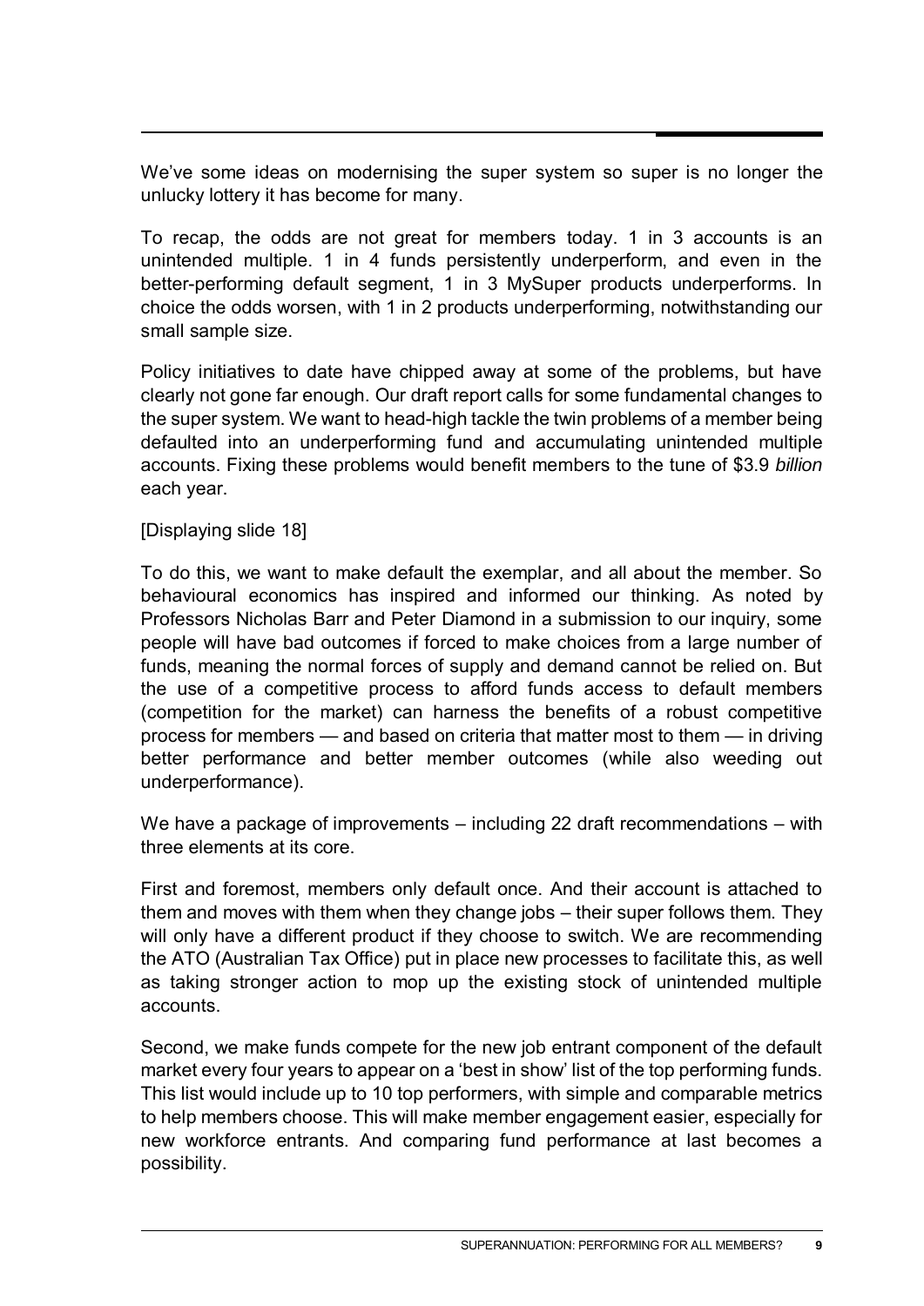We've some ideas on modernising the super system so super is no longer the unlucky lottery it has become for many.

To recap, the odds are not great for members today. 1 in 3 accounts is an unintended multiple. 1 in 4 funds persistently underperform, and even in the better-performing default segment, 1 in 3 MySuper products underperforms. In choice the odds worsen, with 1 in 2 products underperforming, notwithstanding our small sample size.

Policy initiatives to date have chipped away at some of the problems, but have clearly not gone far enough. Our draft report calls for some fundamental changes to the super system. We want to head-high tackle the twin problems of a member being defaulted into an underperforming fund and accumulating unintended multiple accounts. Fixing these problems would benefit members to the tune of $3.9 *billion* each year.

[Displaying slide 18]

To do this, we want to make default the exemplar, and all about the member. So behavioural economics has inspired and informed our thinking. As noted by Professors Nicholas Barr and Peter Diamond in a submission to our inquiry, some people will have bad outcomes if forced to make choices from a large number of funds, meaning the normal forces of supply and demand cannot be relied on. But the use of a competitive process to afford funds access to default members (competition for the market) can harness the benefits of a robust competitive process for members — and based on criteria that matter most to them — in driving better performance and better member outcomes (while also weeding out underperformance).

We have a package of improvements – including 22 draft recommendations – with three elements at its core.

First and foremost, members only default once. And their account is attached to them and moves with them when they change jobs – their super follows them. They will only have a different product if they choose to switch. We are recommending the ATO (Australian Tax Office) put in place new processes to facilitate this, as well as taking stronger action to mop up the existing stock of unintended multiple accounts.

Second, we make funds compete for the new job entrant component of the default market every four years to appear on a 'best in show' list of the top performing funds. This list would include up to 10 top performers, with simple and comparable metrics to help members choose. This will make member engagement easier, especially for new workforce entrants. And comparing fund performance at last becomes a possibility.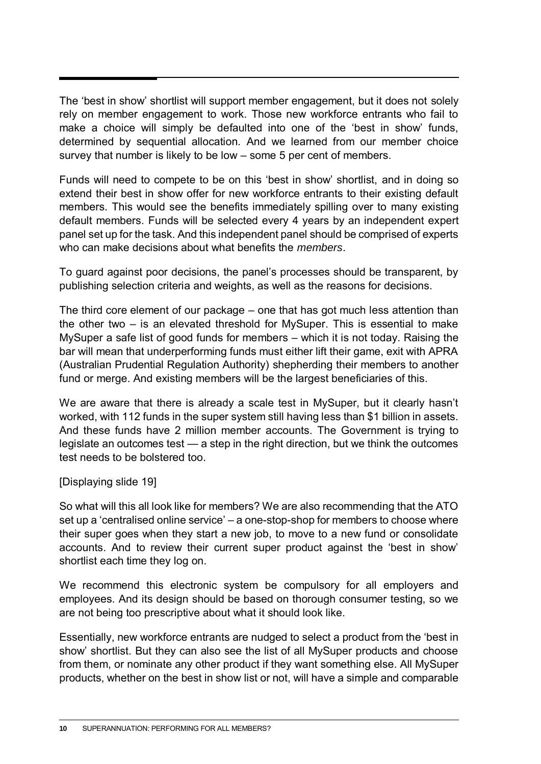The 'best in show' shortlist will support member engagement, but it does not solely rely on member engagement to work. Those new workforce entrants who fail to make a choice will simply be defaulted into one of the 'best in show' funds, determined by sequential allocation. And we learned from our member choice survey that number is likely to be low – some 5 per cent of members.

Funds will need to compete to be on this 'best in show' shortlist, and in doing so extend their best in show offer for new workforce entrants to their existing default members. This would see the benefits immediately spilling over to many existing default members. Funds will be selected every 4 years by an independent expert panel set up for the task. And this independent panel should be comprised of experts who can make decisions about what benefits the *members*.

To guard against poor decisions, the panel's processes should be transparent, by publishing selection criteria and weights, as well as the reasons for decisions.

The third core element of our package – one that has got much less attention than the other two – is an elevated threshold for MySuper. This is essential to make MySuper a safe list of good funds for members – which it is not today. Raising the bar will mean that underperforming funds must either lift their game, exit with APRA (Australian Prudential Regulation Authority) shepherding their members to another fund or merge. And existing members will be the largest beneficiaries of this.

We are aware that there is already a scale test in MySuper, but it clearly hasn't worked, with 112 funds in the super system still having less than $1 billion in assets. And these funds have 2 million member accounts. The Government is trying to legislate an outcomes test — a step in the right direction, but we think the outcomes test needs to be bolstered too.

[Displaying slide 19]

So what will this all look like for members? We are also recommending that the ATO set up a 'centralised online service' – a one-stop-shop for members to choose where their super goes when they start a new job, to move to a new fund or consolidate accounts. And to review their current super product against the 'best in show' shortlist each time they log on.

We recommend this electronic system be compulsory for all employers and employees. And its design should be based on thorough consumer testing, so we are not being too prescriptive about what it should look like.

Essentially, new workforce entrants are nudged to select a product from the 'best in show' shortlist. But they can also see the list of all MySuper products and choose from them, or nominate any other product if they want something else. All MySuper products, whether on the best in show list or not, will have a simple and comparable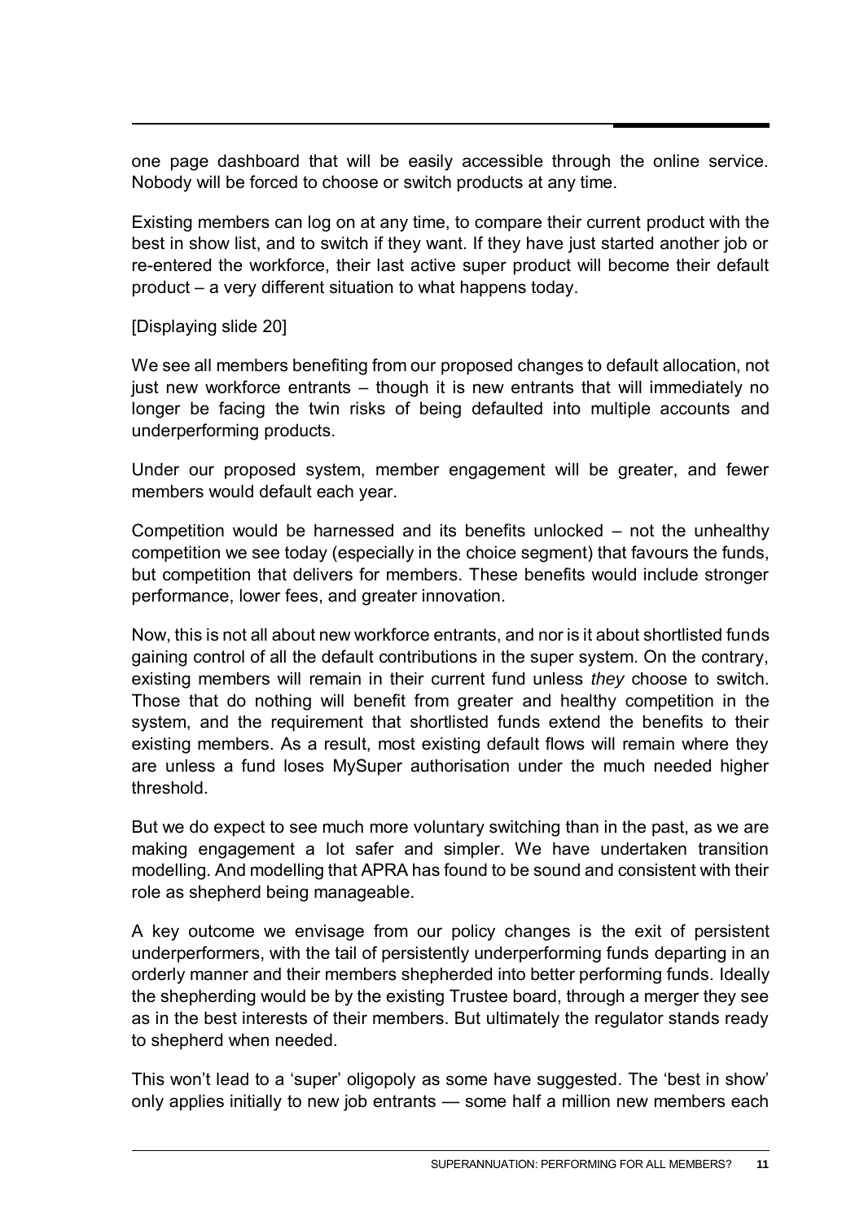one page dashboard that will be easily accessible through the online service. Nobody will be forced to choose or switch products at any time.

Existing members can log on at any time, to compare their current product with the best in show list, and to switch if they want. If they have just started another job or re-entered the workforce, their last active super product will become their default product – a very different situation to what happens today.

[Displaying slide 20]

We see all members benefiting from our proposed changes to default allocation, not just new workforce entrants – though it is new entrants that will immediately no longer be facing the twin risks of being defaulted into multiple accounts and underperforming products.

Under our proposed system, member engagement will be greater, and fewer members would default each year.

Competition would be harnessed and its benefits unlocked – not the unhealthy competition we see today (especially in the choice segment) that favours the funds, but competition that delivers for members. These benefits would include stronger performance, lower fees, and greater innovation.

Now, this is not all about new workforce entrants, and nor is it about shortlisted funds gaining control of all the default contributions in the super system. On the contrary, existing members will remain in their current fund unless *they* choose to switch. Those that do nothing will benefit from greater and healthy competition in the system, and the requirement that shortlisted funds extend the benefits to their existing members. As a result, most existing default flows will remain where they are unless a fund loses MySuper authorisation under the much needed higher threshold.

But we do expect to see much more voluntary switching than in the past, as we are making engagement a lot safer and simpler. We have undertaken transition modelling. And modelling that APRA has found to be sound and consistent with their role as shepherd being manageable.

A key outcome we envisage from our policy changes is the exit of persistent underperformers, with the tail of persistently underperforming funds departing in an orderly manner and their members shepherded into better performing funds. Ideally the shepherding would be by the existing Trustee board, through a merger they see as in the best interests of their members. But ultimately the regulator stands ready to shepherd when needed.

This won't lead to a 'super' oligopoly as some have suggested. The 'best in show' only applies initially to new job entrants — some half a million new members each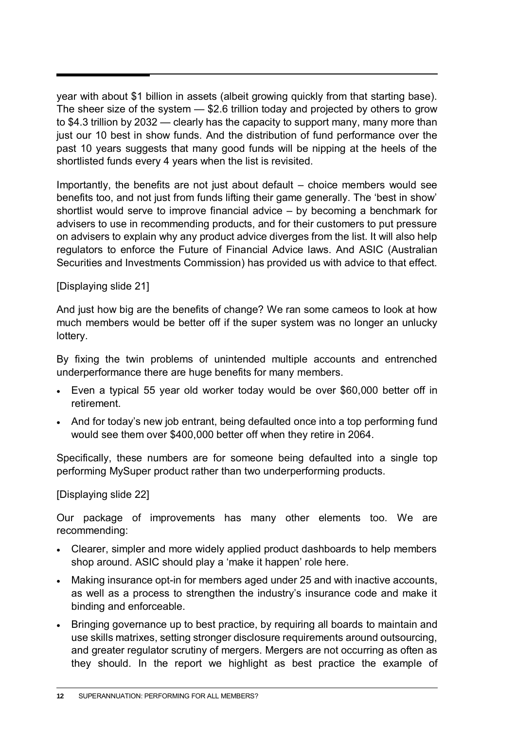year with about $1 billion in assets (albeit growing quickly from that starting base). The sheer size of the system — $2.6 trillion today and projected by others to grow to $4.3 trillion by 2032 — clearly has the capacity to support many, many more than just our 10 best in show funds. And the distribution of fund performance over the past 10 years suggests that many good funds will be nipping at the heels of the shortlisted funds every 4 years when the list is revisited.

Importantly, the benefits are not just about default – choice members would see benefits too, and not just from funds lifting their game generally. The 'best in show' shortlist would serve to improve financial advice – by becoming a benchmark for advisers to use in recommending products, and for their customers to put pressure on advisers to explain why any product advice diverges from the list. It will also help regulators to enforce the Future of Financial Advice laws. And ASIC (Australian Securities and Investments Commission) has provided us with advice to that effect.

[Displaying slide 21]

And just how big are the benefits of change? We ran some cameos to look at how much members would be better off if the super system was no longer an unlucky lottery.

By fixing the twin problems of unintended multiple accounts and entrenched underperformance there are huge benefits for many members.

- Even a typical 55 year old worker today would be over $60,000 better off in retirement.
- And for today's new job entrant, being defaulted once into a top performing fund would see them over $400,000 better off when they retire in 2064.

Specifically, these numbers are for someone being defaulted into a single top performing MySuper product rather than two underperforming products.

[Displaying slide 22]

Our package of improvements has many other elements too. We are recommending:

- Clearer, simpler and more widely applied product dashboards to help members shop around. ASIC should play a 'make it happen' role here.
- Making insurance opt-in for members aged under 25 and with inactive accounts, as well as a process to strengthen the industry's insurance code and make it binding and enforceable.
- Bringing governance up to best practice, by requiring all boards to maintain and use skills matrixes, setting stronger disclosure requirements around outsourcing, and greater regulator scrutiny of mergers. Mergers are not occurring as often as they should. In the report we highlight as best practice the example of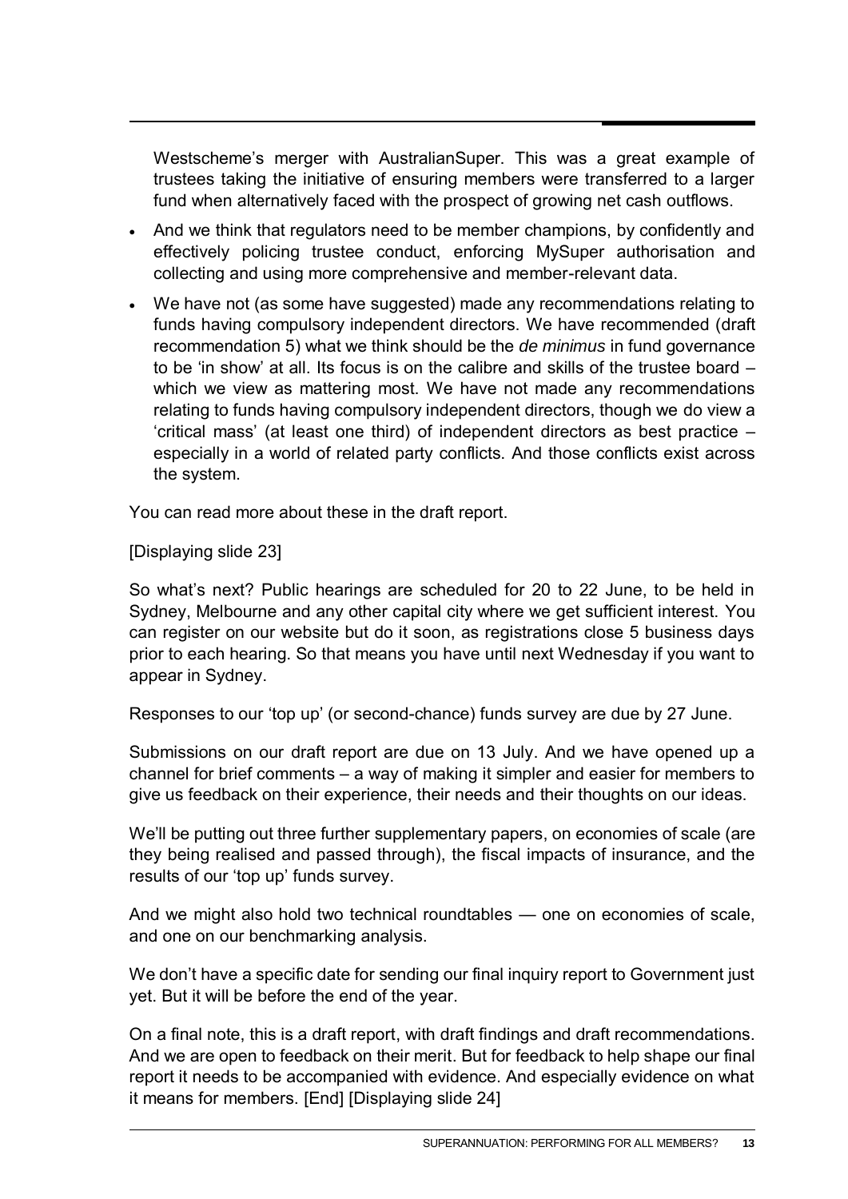Westscheme's merger with AustralianSuper. This was a great example of trustees taking the initiative of ensuring members were transferred to a larger fund when alternatively faced with the prospect of growing net cash outflows.

- And we think that regulators need to be member champions, by confidently and effectively policing trustee conduct, enforcing MySuper authorisation and collecting and using more comprehensive and member-relevant data.
- We have not (as some have suggested) made any recommendations relating to funds having compulsory independent directors. We have recommended (draft recommendation 5) what we think should be the *de minimus* in fund governance to be 'in show' at all. Its focus is on the calibre and skills of the trustee board – which we view as mattering most. We have not made any recommendations relating to funds having compulsory independent directors, though we do view a 'critical mass' (at least one third) of independent directors as best practice – especially in a world of related party conflicts. And those conflicts exist across the system.

You can read more about these in the draft report.

[Displaying slide 23]

So what's next? Public hearings are scheduled for 20 to 22 June, to be held in Sydney, Melbourne and any other capital city where we get sufficient interest. You can register on our website but do it soon, as registrations close 5 business days prior to each hearing. So that means you have until next Wednesday if you want to appear in Sydney.

Responses to our 'top up' (or second-chance) funds survey are due by 27 June.

Submissions on our draft report are due on 13 July. And we have opened up a channel for brief comments – a way of making it simpler and easier for members to give us feedback on their experience, their needs and their thoughts on our ideas.

We'll be putting out three further supplementary papers, on economies of scale (are they being realised and passed through), the fiscal impacts of insurance, and the results of our 'top up' funds survey.

And we might also hold two technical roundtables — one on economies of scale, and one on our benchmarking analysis.

We don't have a specific date for sending our final inquiry report to Government just yet. But it will be before the end of the year.

On a final note, this is a draft report, with draft findings and draft recommendations. And we are open to feedback on their merit. But for feedback to help shape our final report it needs to be accompanied with evidence. And especially evidence on what it means for members. [End] [Displaying slide 24]